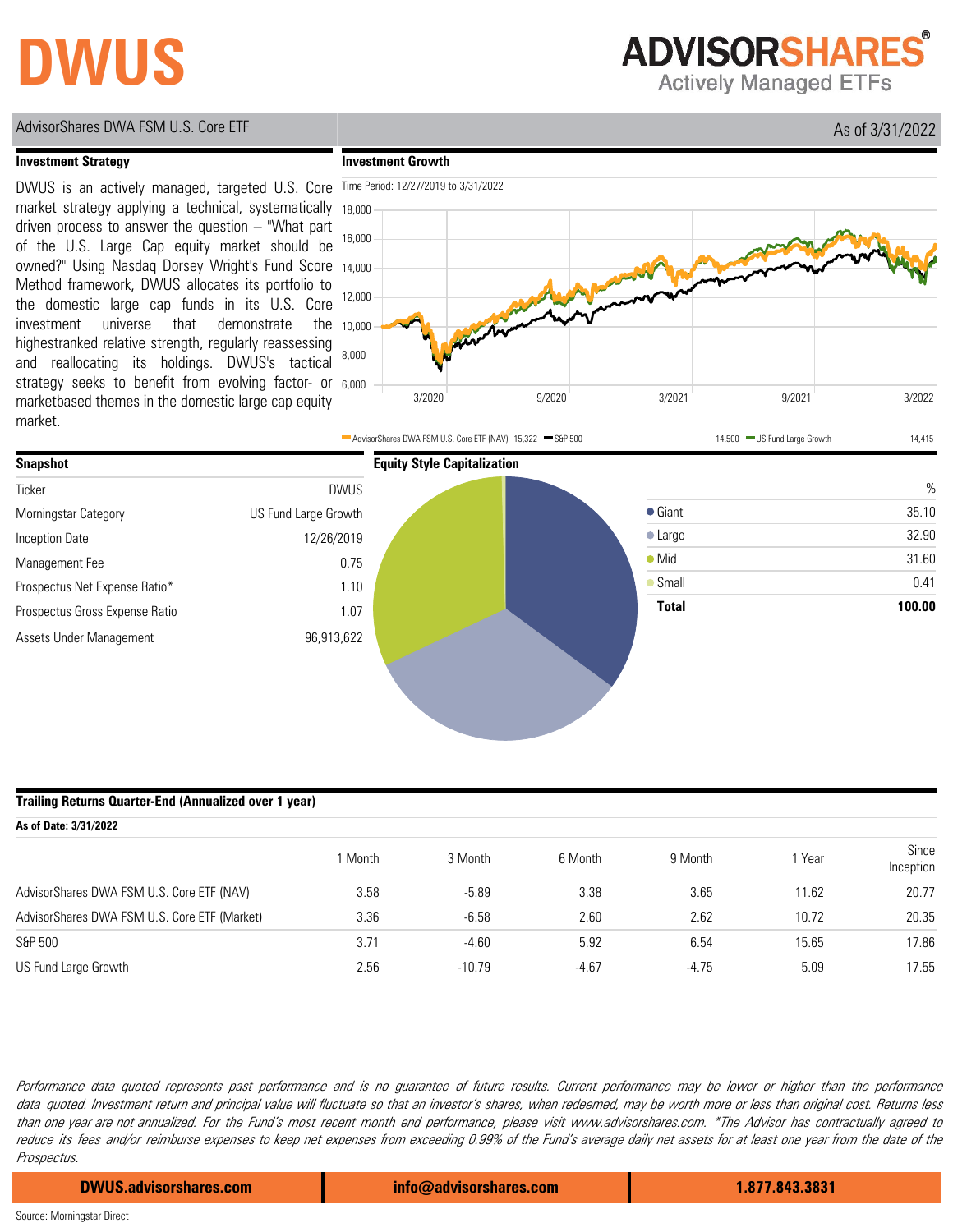# DWUS

**ADVISORSHARES** Actively Managed ETFs

AdvisorShares DWA FSM U.S. Core ETF

As of 3/31/2022

## Investment Strategy

DWUS is an actively managed, targeted U.S. Core market strategy applying a technical, systematically driven process to answer the question – "What part of the U.S. Large Cap equity market should be owned?" Using Nasdaq Dorsey Wright's Fund Score Method framework, DWUS allocates its portfolio to the domestic large cap funds in its U.S. Core investment universe that demonstrate the highestranked relative strength, regularly reassessing and reallocating its holdings. DWUS's tactical strategy seeks to benefit from evolving factor- or marketbased themes in the domestic large cap equity market.

## Investment Growth

Time Period: 12/27/2019 to 3/31/2022

AdvisorShares DWA FSM U.S. Core ETF (NAV) 15,322 — S&P 500 14,500 — US Fund Large Growth 14,415

## Snapshot

| | |
|---|---|
| Ticker | DWUS |
| Morningstar Category | US Fund Large Growth |
| Inception Date | 12/26/2019 |
| Management Fee | 0.75 |
| Prospectus Net Expense Ratio* | 1.10 |
| Prospectus Gross Expense Ratio | 1.07 |
| Assets Under Management | 96,913,622 |

## Equity Style Capitalization

| | % |
|---|---|
| Giant | 35.10 |
| Large | 32.90 |
| Mid | 31.60 |
| Small | 0.41 |
| **Total** | **100.00** |

## Trailing Returns Quarter-End (Annualized over 1 year)

**As of Date: 3/31/2022**

| | 1 Month | 3 Month | 6 Month | 9 Month | 1 Year | Since Inception |
|---|---|---|---|---|---|---|
| AdvisorShares DWA FSM U.S. Core ETF (NAV) | 3.58 | -5.89 | 3.38 | 3.65 | 11.62 | 20.77 |
| AdvisorShares DWA FSM U.S. Core ETF (Market) | 3.36 | -6.58 | 2.60 | 2.62 | 10.72 | 20.35 |
| S&P 500 | 3.71 | -4.60 | 5.92 | 6.54 | 15.65 | 17.86 |
| US Fund Large Growth | 2.56 | -10.79 | -4.67 | -4.75 | 5.09 | 17.55 |

*Performance data quoted represents past performance and is no guarantee of future results. Current performance may be lower or higher than the performance data quoted. Investment return and principal value will fluctuate so that an investor's shares, when redeemed, may be worth more or less than original cost. Returns less than one year are not annualized. For the Fund's most recent month end performance, please visit www.advisorshares.com. *The Advisor has contractually agreed to reduce its fees and/or reimburse expenses to keep net expenses from exceeding 0.99% of the Fund's average daily net assets for at least one year from the date of the Prospectus.*

**DWUS.advisorshares.com** | **info@advisorshares.com** | **1.877.843.3831**

Source: Morningstar Direct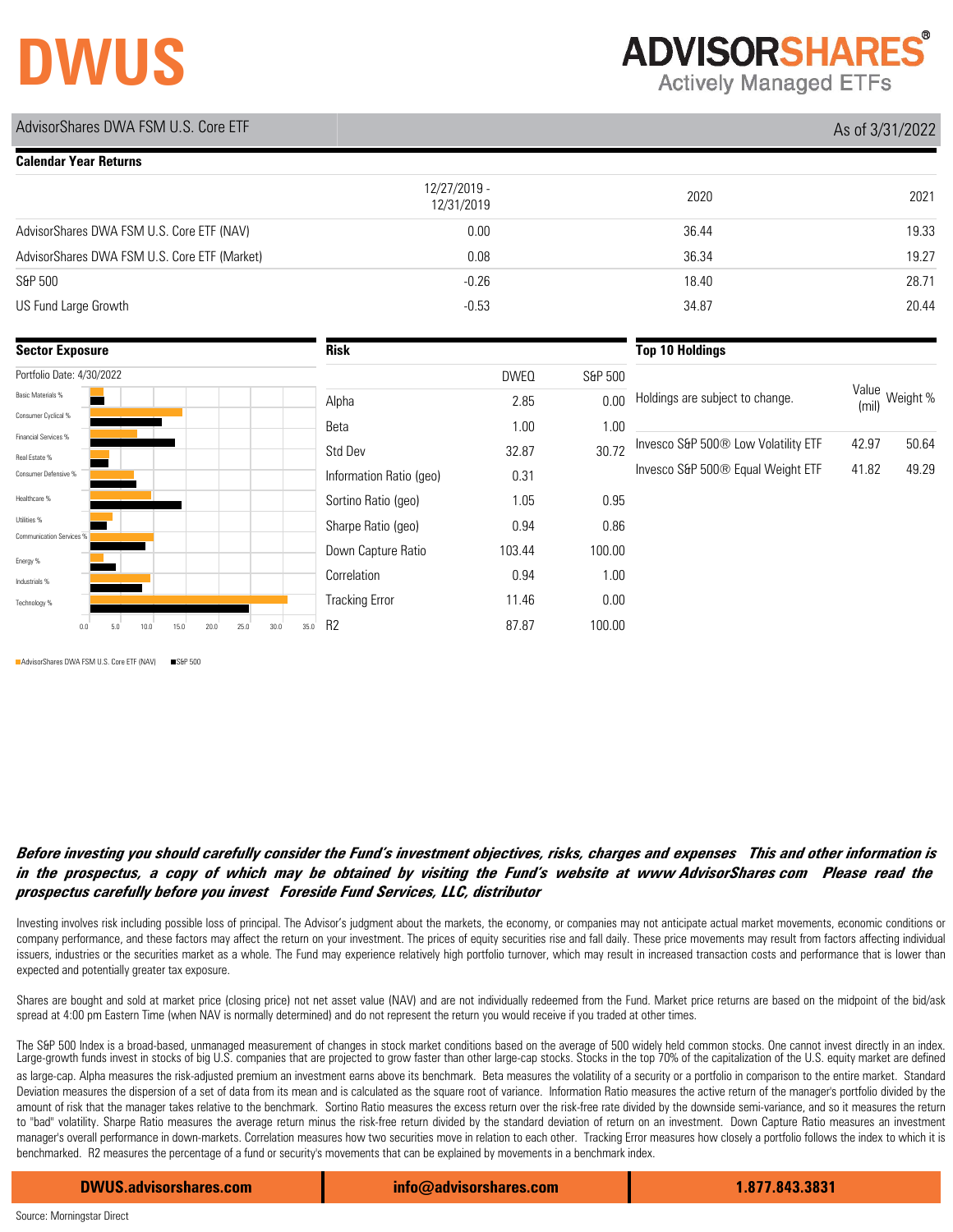# DWUS

**ADVISORSHARES®**
Actively Managed ETFs

AdvisorShares DWA FSM U.S. Core ETF — As of 3/31/2022

## Calendar Year Returns

| | 12/27/2019 - 12/31/2019 | 2020 | 2021 |
|---|---|---|---|
| AdvisorShares DWA FSM U.S. Core ETF (NAV) | 0.00 | 36.44 | 19.33 |
| AdvisorShares DWA FSM U.S. Core ETF (Market) | 0.08 | 36.34 | 19.27 |
| S&P 500 | -0.26 | 18.40 | 28.71 |
| US Fund Large Growth | -0.53 | 34.87 | 20.44 |

## Sector Exposure

Portfolio Date: 4/30/2022

Basic Materials %
Consumer Cyclical %
Financial Services %
Real Estate %
Consumer Defensive %
Healthcare %
Utilities %
Communication Services %
Energy %
Industrials %
Technology %

0.0 5.0 10.0 15.0 20.0 25.0 30.0 35.0

AdvisorShares DWA FSM U.S. Core ETF (NAV) S&P 500

## Risk

| | DWEQ | S&P 500 |
|---|---|---|
| Alpha | 2.85 | 0.00 |
| Beta | 1.00 | 1.00 |
| Std Dev | 32.87 | 30.72 |
| Information Ratio (geo) | 0.31 | |
| Sortino Ratio (geo) | 1.05 | 0.95 |
| Sharpe Ratio (geo) | 0.94 | 0.86 |
| Down Capture Ratio | 103.44 | 100.00 |
| Correlation | 0.94 | 1.00 |
| Tracking Error | 11.46 | 0.00 |
| R2 | 87.87 | 100.00 |

## Top 10 Holdings

| Holdings are subject to change. | Value (mil) | Weight % |
|---|---|---|
| Invesco S&P 500® Low Volatility ETF | 42.97 | 50.64 |
| Invesco S&P 500® Equal Weight ETF | 41.82 | 49.29 |

***Before investing you should carefully consider the Fund's investment objectives, risks, charges and expenses This and other information is in the prospectus, a copy of which may be obtained by visiting the Fund's website at www AdvisorShares com Please read the prospectus carefully before you invest Foreside Fund Services, LLC, distributor***

Investing involves risk including possible loss of principal. The Advisor's judgment about the markets, the economy, or companies may not anticipate actual market movements, economic conditions or company performance, and these factors may affect the return on your investment. The prices of equity securities rise and fall daily. These price movements may result from factors affecting individual issuers, industries or the securities market as a whole. The Fund may experience relatively high portfolio turnover, which may result in increased transaction costs and performance that is lower than expected and potentially greater tax exposure.

Shares are bought and sold at market price (closing price) not net asset value (NAV) and are not individually redeemed from the Fund. Market price returns are based on the midpoint of the bid/ask spread at 4:00 pm Eastern Time (when NAV is normally determined) and do not represent the return you would receive if you traded at other times.

The S&P 500 Index is a broad-based, unmanaged measurement of changes in stock market conditions based on the average of 500 widely held common stocks. One cannot invest directly in an index. Large-growth funds invest in stocks of big U.S. companies that are projected to grow faster than other large-cap stocks. Stocks in the top 70% of the capitalization of the U.S. equity market are defined as large-cap. Alpha measures the risk-adjusted premium an investment earns above its benchmark. Beta measures the volatility of a security or a portfolio in comparison to the entire market. Standard Deviation measures the dispersion of a set of data from its mean and is calculated as the square root of variance. Information Ratio measures the active return of the manager's portfolio divided by the amount of risk that the manager takes relative to the benchmark. Sortino Ratio measures the excess return over the risk-free rate divided by the downside semi-variance, and so it measures the return to "bad" volatility. Sharpe Ratio measures the average return minus the risk-free return divided by the standard deviation of return on an investment. Down Capture Ratio measures an investment manager's overall performance in down-markets. Correlation measures how two securities move in relation to each other. Tracking Error measures how closely a portfolio follows the index to which it is benchmarked. R2 measures the percentage of a fund or security's movements that can be explained by movements in a benchmark index.

DWUS.advisorshares.com | info@advisorshares.com | 1.877.843.3831

Source: Morningstar Direct